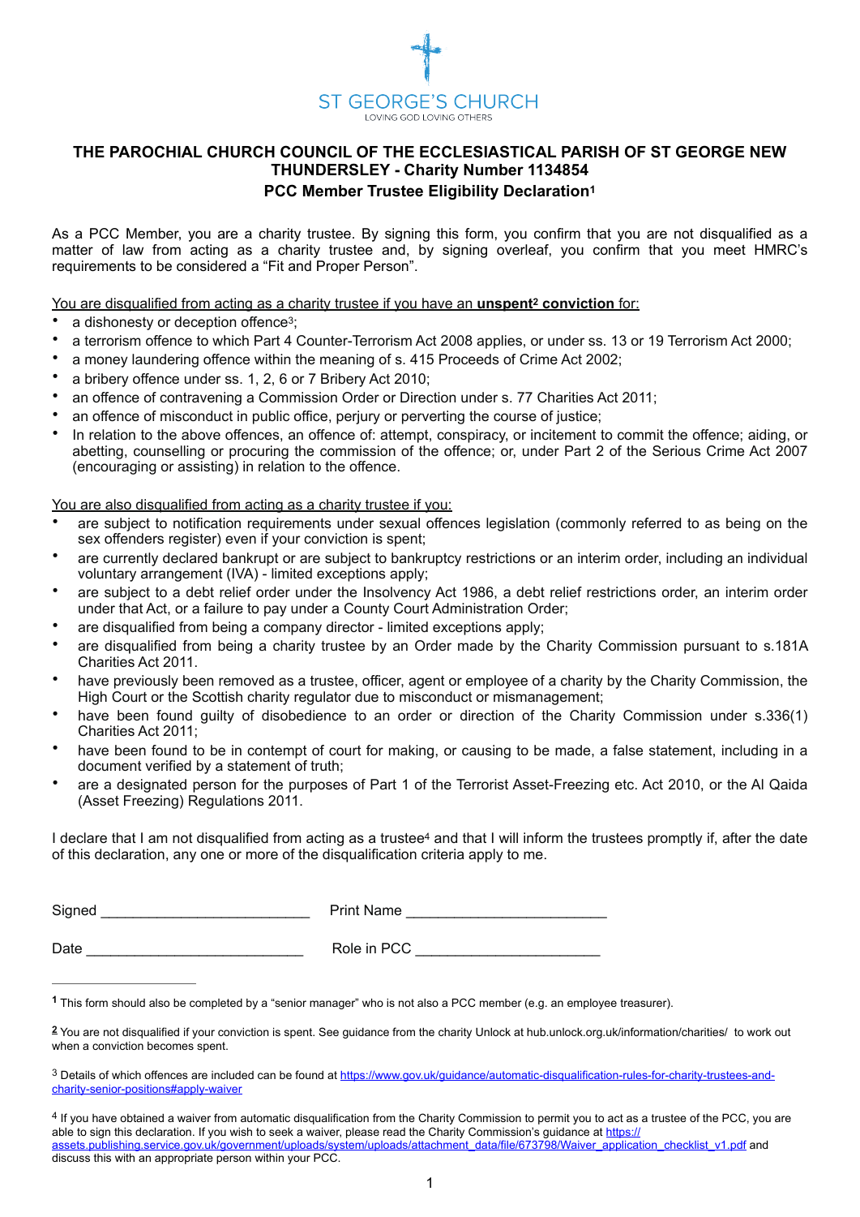ST GEORGE'S CHURCH

LOVING GOD LOVING OTHERS

## THE PAROCHIAL CHURCH COUNCIL OF THE ECCLESIASTICAL PARISH OF ST GEORGE NEW THUNDERSLEY - Charity Number 1134854

### PCC Member Trustee Eligibility Declaration[1]

As a PCC Member, you are a charity trustee. By signing this form, you confirm that you are not disqualified as a matter of law from acting as a charity trustee and, by signing overleaf, you confirm that you meet HMRC's requirements to be considered a "Fit and Proper Person".

<u>You are disqualified from acting as a charity trustee if you have an **unspent[2] conviction** for:</u>

- a dishonesty or deception offence[3];
- a terrorism offence to which Part 4 Counter-Terrorism Act 2008 applies, or under ss. 13 or 19 Terrorism Act 2000;
- a money laundering offence within the meaning of s. 415 Proceeds of Crime Act 2002;
- a bribery offence under ss. 1, 2, 6 or 7 Bribery Act 2010;
- an offence of contravening a Commission Order or Direction under s. 77 Charities Act 2011;
- an offence of misconduct in public office, perjury or perverting the course of justice;
- In relation to the above offences, an offence of: attempt, conspiracy, or incitement to commit the offence; aiding, or abetting, counselling or procuring the commission of the offence; or, under Part 2 of the Serious Crime Act 2007 (encouraging or assisting) in relation to the offence.

<u>You are also disqualified from acting as a charity trustee if you:</u>

- are subject to notification requirements under sexual offences legislation (commonly referred to as being on the sex offenders register) even if your conviction is spent;
- are currently declared bankrupt or are subject to bankruptcy restrictions or an interim order, including an individual voluntary arrangement (IVA) - limited exceptions apply;
- are subject to a debt relief order under the Insolvency Act 1986, a debt relief restrictions order, an interim order under that Act, or a failure to pay under a County Court Administration Order;
- are disqualified from being a company director - limited exceptions apply;
- are disqualified from being a charity trustee by an Order made by the Charity Commission pursuant to s.181A Charities Act 2011.
- have previously been removed as a trustee, officer, agent or employee of a charity by the Charity Commission, the High Court or the Scottish charity regulator due to misconduct or mismanagement;
- have been found guilty of disobedience to an order or direction of the Charity Commission under s.336(1) Charities Act 2011;
- have been found to be in contempt of court for making, or causing to be made, a false statement, including in a document verified by a statement of truth;
- are a designated person for the purposes of Part 1 of the Terrorist Asset-Freezing etc. Act 2010, or the Al Qaida (Asset Freezing) Regulations 2011.

I declare that I am not disqualified from acting as a trustee[4] and that I will inform the trustees promptly if, after the date of this declaration, any one or more of the disqualification criteria apply to me.

Signed __________________________ Print Name __________________________

Date ____________________________ Role in PCC ________________________

---

[1] This form should also be completed by a "senior manager" who is not also a PCC member (e.g. an employee treasurer).

[2] You are not disqualified if your conviction is spent. See guidance from the charity Unlock at hub.unlock.org.uk/information/charities/ to work out when a conviction becomes spent.

[3] Details of which offences are included can be found at [https://www.gov.uk/guidance/automatic-disqualification-rules-for-charity-trustees-and-charity-senior-positions#apply-waiver](https://www.gov.uk/guidance/automatic-disqualification-rules-for-charity-trustees-and-charity-senior-positions#apply-waiver)

[4] If you have obtained a waiver from automatic disqualification from the Charity Commission to permit you to act as a trustee of the PCC, you are able to sign this declaration. If you wish to seek a waiver, please read the Charity Commission's guidance at [https://assets.publishing.service.gov.uk/government/uploads/system/uploads/attachment_data/file/673798/Waiver_application_checklist_v1.pdf](https://assets.publishing.service.gov.uk/government/uploads/system/uploads/attachment_data/file/673798/Waiver_application_checklist_v1.pdf) and discuss this with an appropriate person within your PCC.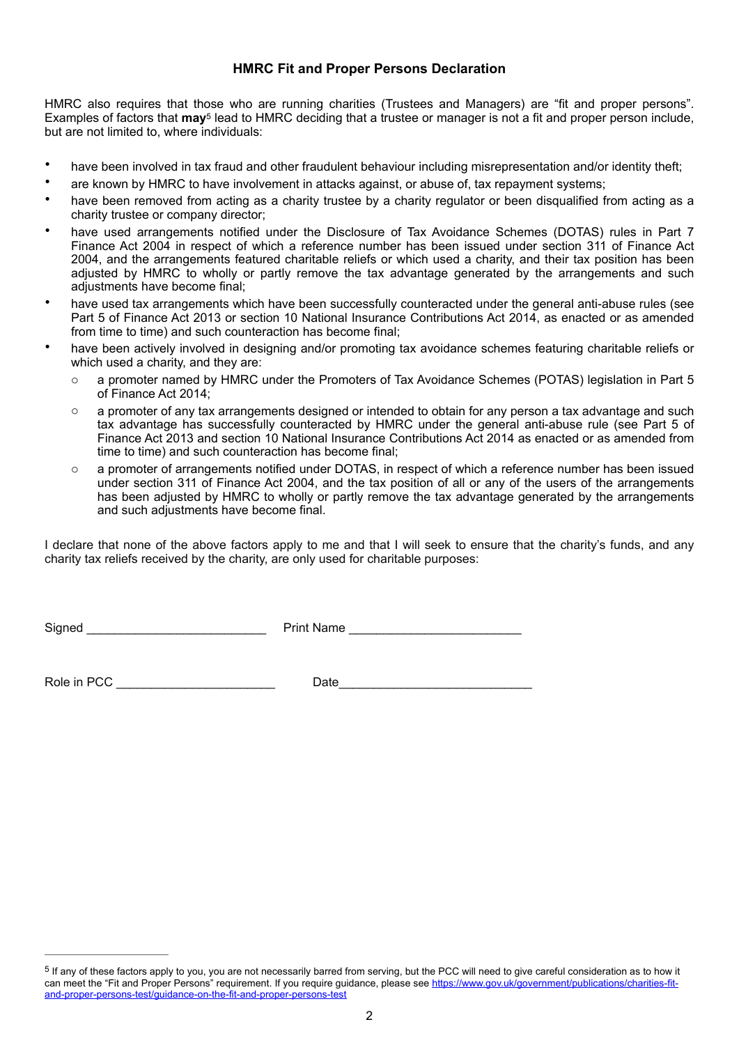## HMRC Fit and Proper Persons Declaration

HMRC also requires that those who are running charities (Trustees and Managers) are "fit and proper persons". Examples of factors that **may**[5] lead to HMRC deciding that a trustee or manager is not a fit and proper person include, but are not limited to, where individuals:

- have been involved in tax fraud and other fraudulent behaviour including misrepresentation and/or identity theft;
- are known by HMRC to have involvement in attacks against, or abuse of, tax repayment systems;
- have been removed from acting as a charity trustee by a charity regulator or been disqualified from acting as a charity trustee or company director;
- have used arrangements notified under the Disclosure of Tax Avoidance Schemes (DOTAS) rules in Part 7 Finance Act 2004 in respect of which a reference number has been issued under section 311 of Finance Act 2004, and the arrangements featured charitable reliefs or which used a charity, and their tax position has been adjusted by HMRC to wholly or partly remove the tax advantage generated by the arrangements and such adjustments have become final;
- have used tax arrangements which have been successfully counteracted under the general anti-abuse rules (see Part 5 of Finance Act 2013 or section 10 National Insurance Contributions Act 2014, as enacted or as amended from time to time) and such counteraction has become final;
- have been actively involved in designing and/or promoting tax avoidance schemes featuring charitable reliefs or which used a charity, and they are:
    - a promoter named by HMRC under the Promoters of Tax Avoidance Schemes (POTAS) legislation in Part 5 of Finance Act 2014;
    - a promoter of any tax arrangements designed or intended to obtain for any person a tax advantage and such tax advantage has successfully counteracted by HMRC under the general anti-abuse rule (see Part 5 of Finance Act 2013 and section 10 National Insurance Contributions Act 2014 as enacted or as amended from time to time) and such counteraction has become final;
    - a promoter of arrangements notified under DOTAS, in respect of which a reference number has been issued under section 311 of Finance Act 2004, and the tax position of all or any of the users of the arrangements has been adjusted by HMRC to wholly or partly remove the tax advantage generated by the arrangements and such adjustments have become final.

I declare that none of the above factors apply to me and that I will seek to ensure that the charity's funds, and any charity tax reliefs received by the charity, are only used for charitable purposes:

Signed _________________________ Print Name ________________________

Role in PCC ______________________ Date___________________________

---

[5] If any of these factors apply to you, you are not necessarily barred from serving, but the PCC will need to give careful consideration as to how it can meet the "Fit and Proper Persons" requirement. If you require guidance, please see https://www.gov.uk/government/publications/charities-fit-and-proper-persons-test/guidance-on-the-fit-and-proper-persons-test